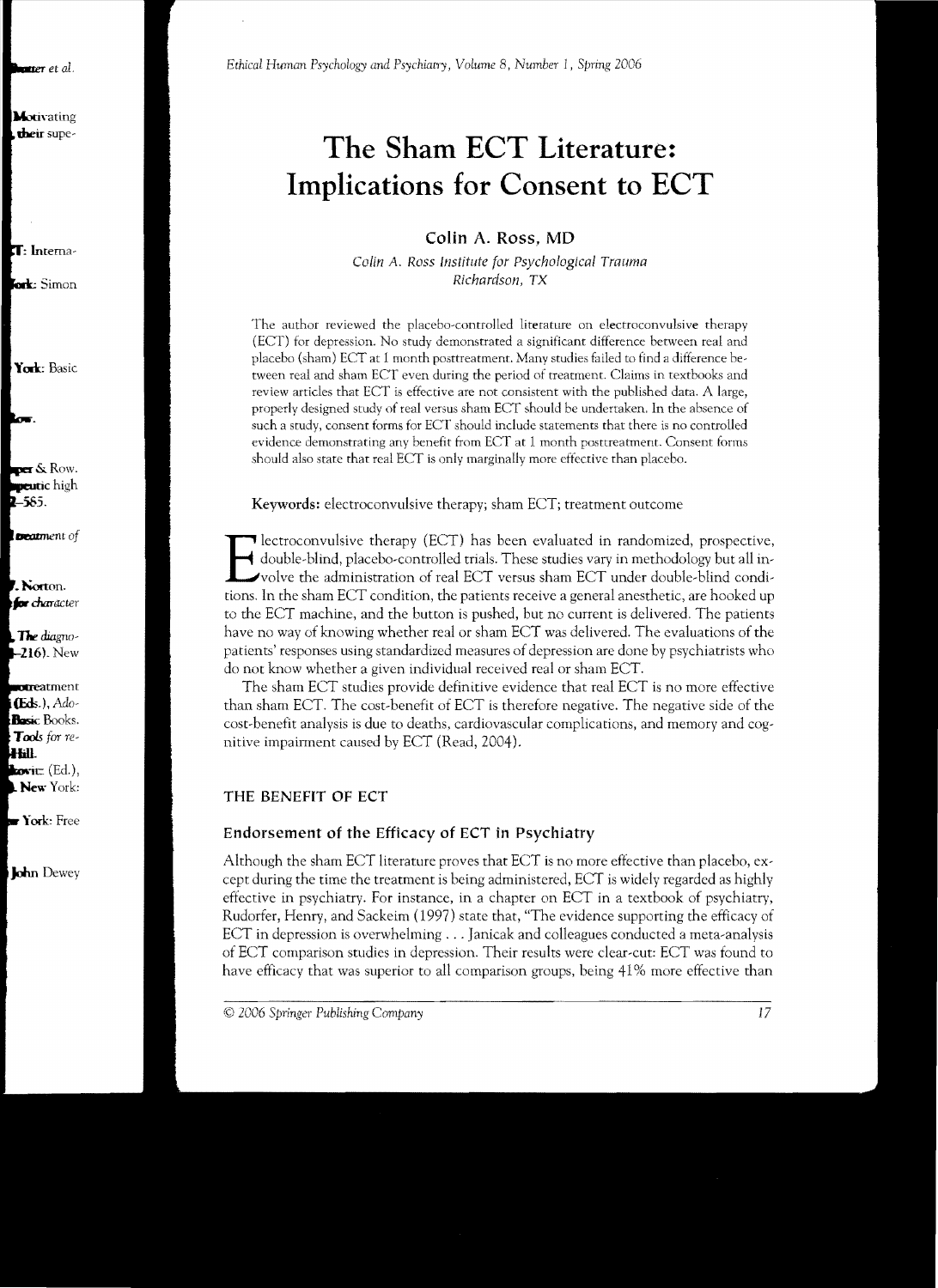# The Sham ECT Literature: Implications for Consent to ECT

**Colin A. Ross, MD**

*Colin A. Ross Institute for Psychological Trauma*
*Richardson, TX*

The author reviewed the placebo-controlled literature on electroconvulsive therapy (ECT) for depression. No study demonstrated a significant difference between real and placebo (sham) ECT at 1 month posttreatment. Many studies failed to find a difference between real and sham ECT even during the period of treatment. Claims in textbooks and review articles that ECT is effective are not consistent with the published data. A large, properly designed study of real versus sham ECT should be undertaken. In the absence of such a study, consent forms for ECT should include statements that there is no controlled evidence demonstrating any benefit from ECT at 1 month posttreatment. Consent forms should also state that real ECT is only marginally more effective than placebo.

**Keywords:** electroconvulsive therapy; sham ECT; treatment outcome

Electroconvulsive therapy (ECT) has been evaluated in randomized, prospective, double-blind, placebo-controlled trials. These studies vary in methodology but all involve the administration of real ECT versus sham ECT under double-blind conditions. In the sham ECT condition, the patients receive a general anesthetic, are hooked up to the ECT machine, and the button is pushed, but no current is delivered. The patients have no way of knowing whether real or sham ECT was delivered. The evaluations of the patients' responses using standardized measures of depression are done by psychiatrists who do not know whether a given individual received real or sham ECT.

The sham ECT studies provide definitive evidence that real ECT is no more effective than sham ECT. The cost-benefit of ECT is therefore negative. The negative side of the cost-benefit analysis is due to deaths, cardiovascular complications, and memory and cognitive impairment caused by ECT (Read, 2004).

## THE BENEFIT OF ECT

### Endorsement of the Efficacy of ECT in Psychiatry

Although the sham ECT literature proves that ECT is no more effective than placebo, except during the time the treatment is being administered, ECT is widely regarded as highly effective in psychiatry. For instance, in a chapter on ECT in a textbook of psychiatry, Rudorfer, Henry, and Sackeim (1997) state that, "The evidence supporting the efficacy of ECT in depression is overwhelming . . . Janicak and colleagues conducted a meta-analysis of ECT comparison studies in depression. Their results were clear-cut: ECT was found to have efficacy that was superior to all comparison groups, being 41% more effective than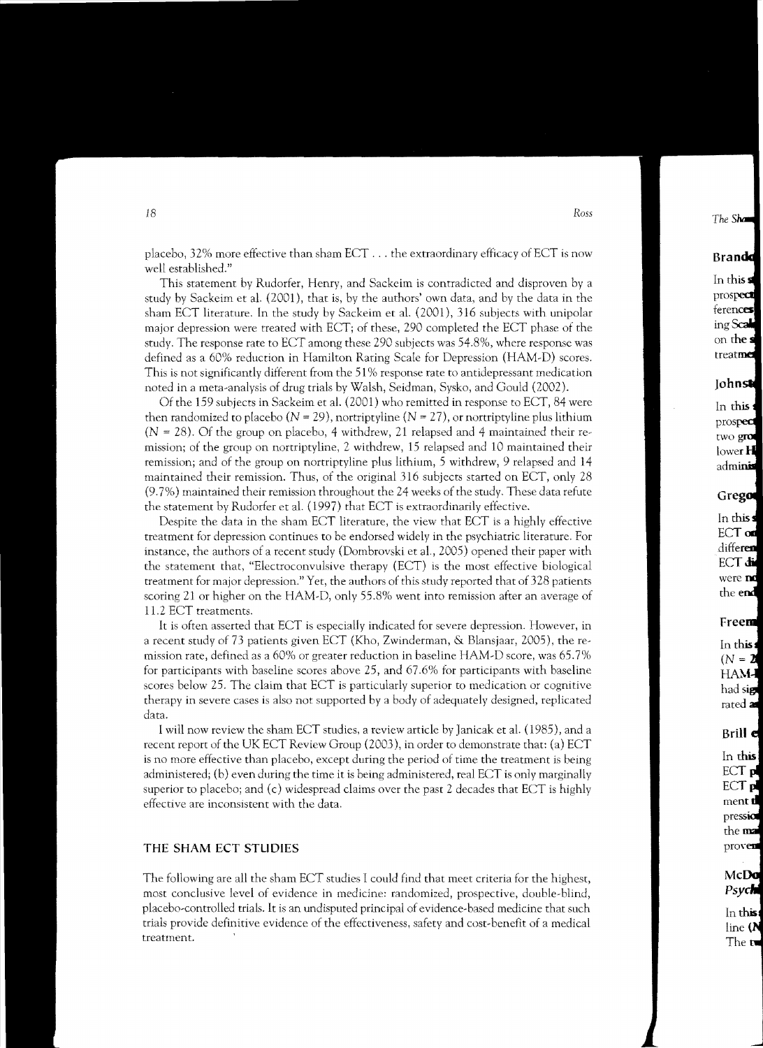placebo, 32% more effective than sham ECT . . . the extraordinary efficacy of ECT is now well established."

This statement by Rudorfer, Henry, and Sackeim is contradicted and disproven by a study by Sackeim et al. (2001), that is, by the authors' own data, and by the data in the sham ECT literature. In the study by Sackeim et al. (2001), 316 subjects with unipolar major depression were treated with ECT; of these, 290 completed the ECT phase of the study. The response rate to ECT among these 290 subjects was 54.8%, where response was defined as a 60% reduction in Hamilton Rating Scale for Depression (HAM-D) scores. This is not significantly different from the 51% response rate to antidepressant medication noted in a meta-analysis of drug trials by Walsh, Seidman, Sysko, and Gould (2002).

Of the 159 subjects in Sackeim et al. (2001) who remitted in response to ECT, 84 were then randomized to placebo ($N = 29$), nortriptyline ($N = 27$), or nortriptyline plus lithium ($N = 28$). Of the group on placebo, 4 withdrew, 21 relapsed and 4 maintained their remission; of the group on nortriptyline, 2 withdrew, 15 relapsed and 10 maintained their remission; and of the group on nortriptyline plus lithium, 5 withdrew, 9 relapsed and 14 maintained their remission. Thus, of the original 316 subjects started on ECT, only 28 (9.7%) maintained their remission throughout the 24 weeks of the study. These data refute the statement by Rudorfer et al. (1997) that ECT is extraordinarily effective.

Despite the data in the sham ECT literature, the view that ECT is a highly effective treatment for depression continues to be endorsed widely in the psychiatric literature. For instance, the authors of a recent study (Dombrovski et al., 2005) opened their paper with the statement that, "Electroconvulsive therapy (ECT) is the most effective biological treatment for major depression." Yet, the authors of this study reported that of 328 patients scoring 21 or higher on the HAM-D, only 55.8% went into remission after an average of 11.2 ECT treatments.

It is often asserted that ECT is especially indicated for severe depression. However, in a recent study of 73 patients given ECT (Kho, Zwinderman, & Blansjaar, 2005), the remission rate, defined as a 60% or greater reduction in baseline HAM-D score, was 65.7% for participants with baseline scores above 25, and 67.6% for participants with baseline scores below 25. The claim that ECT is particularly superior to medication or cognitive therapy in severe cases is also not supported by a body of adequately designed, replicated data.

I will now review the sham ECT studies, a review article by Janicak et al. (1985), and a recent report of the UK ECT Review Group (2003), in order to demonstrate that: (a) ECT is no more effective than placebo, except during the period of time the treatment is being administered; (b) even during the time it is being administered, real ECT is only marginally superior to placebo; and (c) widespread claims over the past 2 decades that ECT is highly effective are inconsistent with the data.

## THE SHAM ECT STUDIES

The following are all the sham ECT studies I could find that meet criteria for the highest, most conclusive level of evidence in medicine: randomized, prospective, double-blind, placebo-controlled trials. It is an undisputed principal of evidence-based medicine that such trials provide definitive evidence of the effectiveness, safety and cost-benefit of a medical treatment.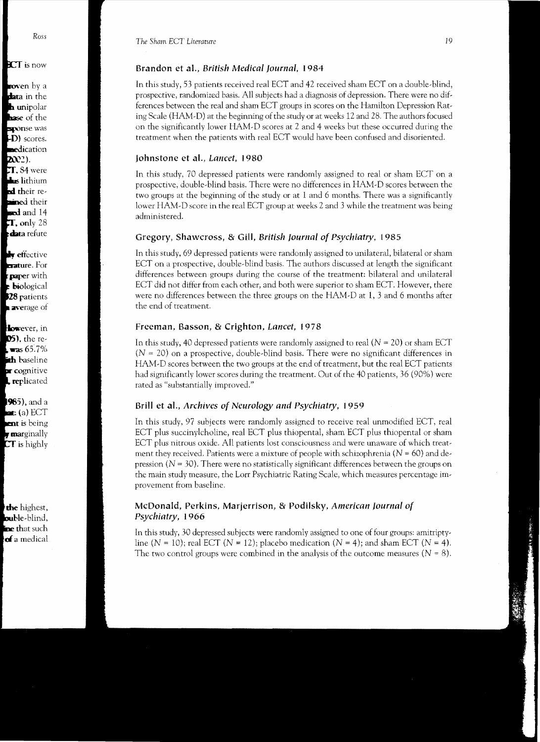## Brandon et al., *British Medical Journal*, 1984

In this study, 53 patients received real ECT and 42 received sham ECT on a double-blind, prospective, randomized basis. All subjects had a diagnosis of depression. There were no differences between the real and sham ECT groups in scores on the Hamilton Depression Rating Scale (HAM-D) at the beginning of the study or at weeks 12 and 28. The authors focused on the significantly lower HAM-D scores at 2 and 4 weeks but these occurred during the treatment when the patients with real ECT would have been confused and disoriented.

## Johnstone et al., *Lancet*, 1980

In this study, 70 depressed patients were randomly assigned to real or sham ECT on a prospective, double-blind basis. There were no differences in HAM-D scores between the two groups at the beginning of the study or at 1 and 6 months. There was a significantly lower HAM-D score in the real ECT group at weeks 2 and 3 while the treatment was being administered.

## Gregory, Shawcross, & Gill, *British Journal of Psychiatry*, 1985

In this study, 69 depressed patients were randomly assigned to unilateral, bilateral or sham ECT on a prospective, double-blind basis. The authors discussed at length the significant differences between groups during the course of the treatment: bilateral and unilateral ECT did not differ from each other, and both were superior to sham ECT. However, there were no differences between the three groups on the HAM-D at 1, 3 and 6 months after the end of treatment.

## Freeman, Basson, & Crighton, *Lancet*, 1978

In this study, 40 depressed patients were randomly assigned to real ($N = 20$) or sham ECT ($N = 20$) on a prospective, double-blind basis. There were no significant differences in HAM-D scores between the two groups at the end of treatment, but the real ECT patients had significantly lower scores during the treatment. Out of the 40 patients, 36 (90%) were rated as "substantially improved."

## Brill et al., *Archives of Neurology and Psychiatry*, 1959

In this study, 97 subjects were randomly assigned to receive real unmodified ECT, real ECT plus succinylcholine, real ECT plus thiopental, sham ECT plus thiopental or sham ECT plus nitrous oxide. All patients lost consciousness and were unaware of which treatment they received. Patients were a mixture of people with schizophrenia ($N = 60$) and depression ($N = 30$). There were no statistically significant differences between the groups on the main study measure, the Lorr Psychiatric Rating Scale, which measures percentage improvement from baseline.

## McDonald, Perkins, Marjerrison, & Podilsky, *American Journal of Psychiatry*, 1966

In this study, 30 depressed subjects were randomly assigned to one of four groups: amitriptyline ($N = 10$); real ECT ($N = 12$); placebo medication ($N = 4$); and sham ECT ($N = 4$). The two control groups were combined in the analysis of the outcome measures ($N = 8$).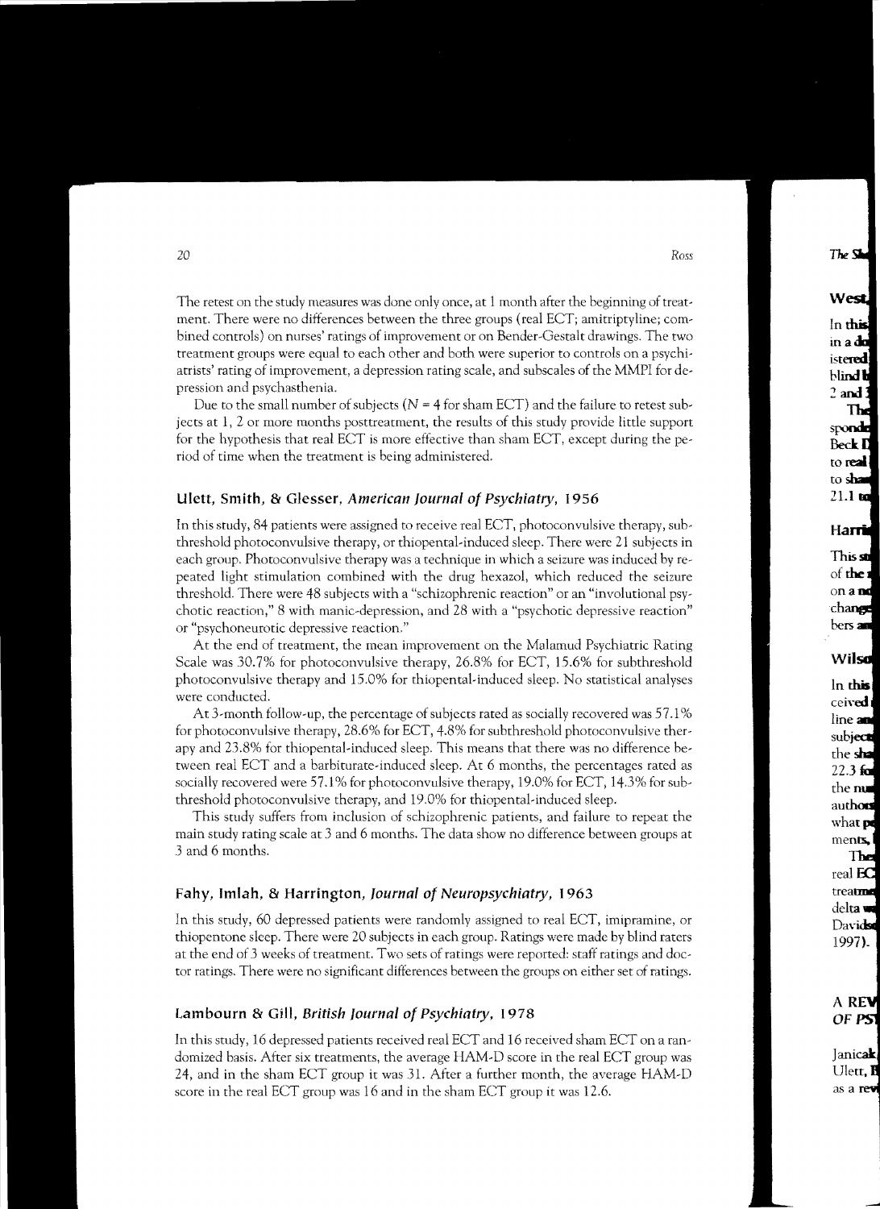The retest on the study measures was done only once, at 1 month after the beginning of treatment. There were no differences between the three groups (real ECT; amitriptyline; combined controls) on nurses' ratings of improvement or on Bender-Gestalt drawings. The two treatment groups were equal to each other and both were superior to controls on a psychiatrists' rating of improvement, a depression rating scale, and subscales of the MMPI for depression and psychasthenia.

Due to the small number of subjects ($N = 4$ for sham ECT) and the failure to retest subjects at 1, 2 or more months posttreatment, the results of this study provide little support for the hypothesis that real ECT is more effective than sham ECT, except during the period of time when the treatment is being administered.

### Ulett, Smith, & Glesser, *American Journal of Psychiatry*, 1956

In this study, 84 patients were assigned to receive real ECT, photoconvulsive therapy, subthreshold photoconvulsive therapy, or thiopental-induced sleep. There were 21 subjects in each group. Photoconvulsive therapy was a technique in which a seizure was induced by repeated light stimulation combined with the drug hexazol, which reduced the seizure threshold. There were 48 subjects with a "schizophrenic reaction" or an "involutional psychotic reaction," 8 with manic-depression, and 28 with a "psychotic depressive reaction" or "psychoneurotic depressive reaction."

At the end of treatment, the mean improvement on the Malamud Psychiatric Rating Scale was 30.7% for photoconvulsive therapy, 26.8% for ECT, 15.6% for subthreshold photoconvulsive therapy and 15.0% for thiopental-induced sleep. No statistical analyses were conducted.

At 3-month follow-up, the percentage of subjects rated as socially recovered was 57.1% for photoconvulsive therapy, 28.6% for ECT, 4.8% for subthreshold photoconvulsive therapy and 23.8% for thiopental-induced sleep. This means that there was no difference between real ECT and a barbiturate-induced sleep. At 6 months, the percentages rated as socially recovered were 57.1% for photoconvulsive therapy, 19.0% for ECT, 14.3% for subthreshold photoconvulsive therapy, and 19.0% for thiopental-induced sleep.

This study suffers from inclusion of schizophrenic patients, and failure to repeat the main study rating scale at 3 and 6 months. The data show no difference between groups at 3 and 6 months.

### Fahy, Imlah, & Harrington, *Journal of Neuropsychiatry*, 1963

In this study, 60 depressed patients were randomly assigned to real ECT, imipramine, or thiopentone sleep. There were 20 subjects in each group. Ratings were made by blind raters at the end of 3 weeks of treatment. Two sets of ratings were reported: staff ratings and doctor ratings. There were no significant differences between the groups on either set of ratings.

### Lambourn & Gill, *British Journal of Psychiatry*, 1978

In this study, 16 depressed patients received real ECT and 16 received sham ECT on a randomized basis. After six treatments, the average HAM-D score in the real ECT group was 24, and in the sham ECT group it was 31. After a further month, the average HAM-D score in the real ECT group was 16 and in the sham ECT group it was 12.6.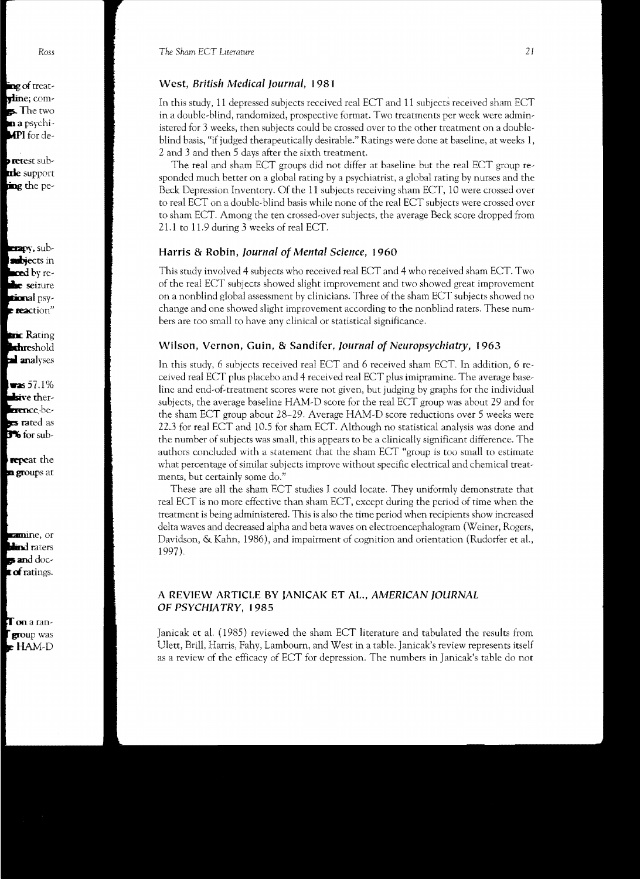### West, *British Medical Journal*, 1981

In this study, 11 depressed subjects received real ECT and 11 subjects received sham ECT in a double-blind, randomized, prospective format. Two treatments per week were administered for 3 weeks, then subjects could be crossed over to the other treatment on a double-blind basis, "if judged therapeutically desirable." Ratings were done at baseline, at weeks 1, 2 and 3 and then 5 days after the sixth treatment.

The real and sham ECT groups did not differ at baseline but the real ECT group responded much better on a global rating by a psychiatrist, a global rating by nurses and the Beck Depression Inventory. Of the 11 subjects receiving sham ECT, 10 were crossed over to real ECT on a double-blind basis while none of the real ECT subjects were crossed over to sham ECT. Among the ten crossed-over subjects, the average Beck score dropped from 21.1 to 11.9 during 3 weeks of real ECT.

### Harris & Robin, *Journal of Mental Science*, 1960

This study involved 4 subjects who received real ECT and 4 who received sham ECT. Two of the real ECT subjects showed slight improvement and two showed great improvement on a nonblind global assessment by clinicians. Three of the sham ECT subjects showed no change and one showed slight improvement according to the nonblind raters. These numbers are too small to have any clinical or statistical significance.

### Wilson, Vernon, Guin, & Sandifer, *Journal of Neuropsychiatry*, 1963

In this study, 6 subjects received real ECT and 6 received sham ECT. In addition, 6 received real ECT plus placebo and 4 received real ECT plus imipramine. The average baseline and end-of-treatment scores were not given, but judging by graphs for the individual subjects, the average baseline HAM-D score for the real ECT group was about 29 and for the sham ECT group about 28–29. Average HAM-D score reductions over 5 weeks were 22.3 for real ECT and 10.5 for sham ECT. Although no statistical analysis was done and the number of subjects was small, this appears to be a clinically significant difference. The authors concluded with a statement that the sham ECT "group is too small to estimate what percentage of similar subjects improve without specific electrical and chemical treatments, but certainly some do."

These are all the sham ECT studies I could locate. They uniformly demonstrate that real ECT is no more effective than sham ECT, except during the period of time when the treatment is being administered. This is also the time period when recipients show increased delta waves and decreased alpha and beta waves on electroencephalogram (Weiner, Rogers, Davidson, & Kahn, 1986), and impairment of cognition and orientation (Rudorfer et al., 1997).

## A REVIEW ARTICLE BY JANICAK ET AL., *AMERICAN JOURNAL OF PSYCHIATRY*, 1985

Janicak et al. (1985) reviewed the sham ECT literature and tabulated the results from Ulett, Brill, Harris, Fahy, Lambourn, and West in a table. Janicak's review represents itself as a review of the efficacy of ECT for depression. The numbers in Janicak's table do not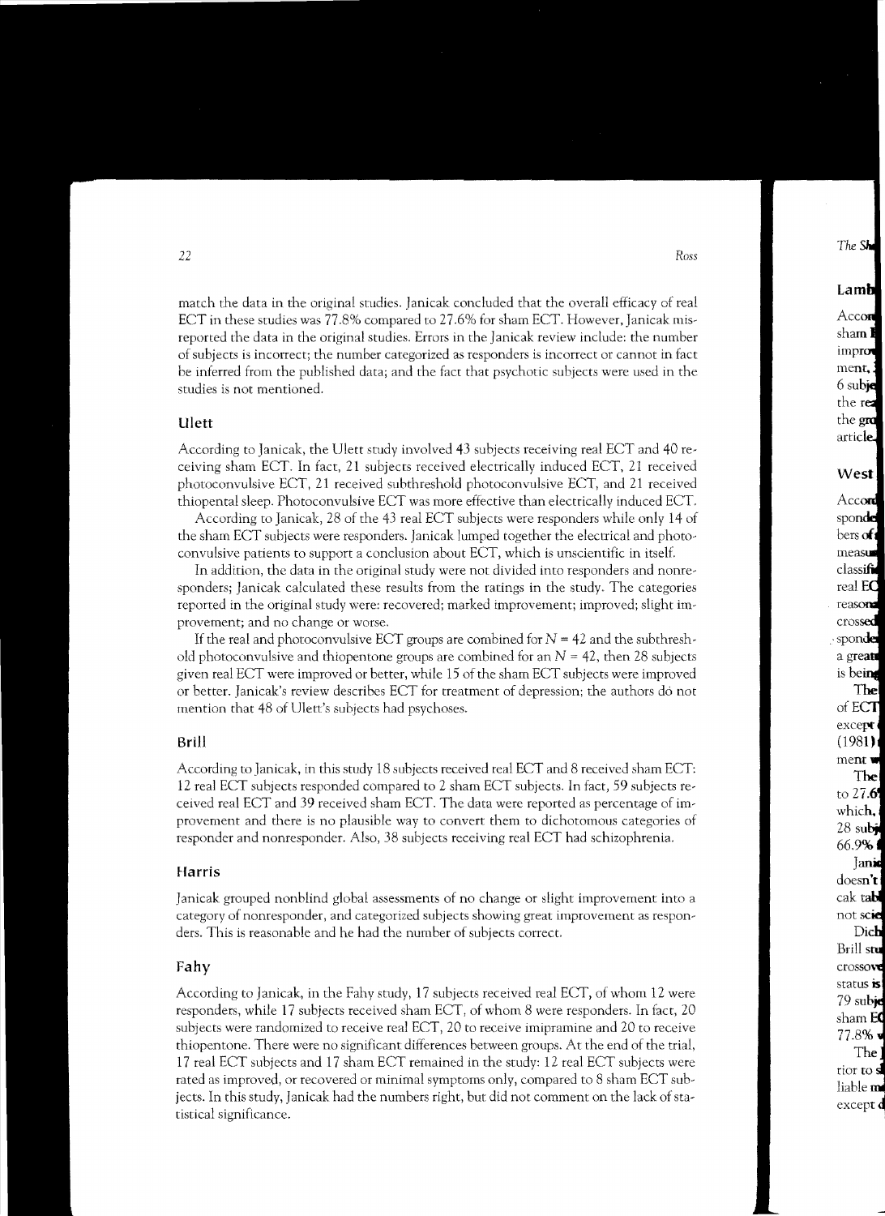match the data in the original studies. Janicak concluded that the overall efficacy of real ECT in these studies was 77.8% compared to 27.6% for sham ECT. However, Janicak misreported the data in the original studies. Errors in the Janicak review include: the number of subjects is incorrect; the number categorized as responders is incorrect or cannot in fact be inferred from the published data; and the fact that psychotic subjects were used in the studies is not mentioned.

## Ulett

According to Janicak, the Ulett study involved 43 subjects receiving real ECT and 40 receiving sham ECT. In fact, 21 subjects received electrically induced ECT, 21 received photoconvulsive ECT, 21 received subthreshold photoconvulsive ECT, and 21 received thiopental sleep. Photoconvulsive ECT was more effective than electrically induced ECT.

According to Janicak, 28 of the 43 real ECT subjects were responders while only 14 of the sham ECT subjects were responders. Janicak lumped together the electrical and photoconvulsive patients to support a conclusion about ECT, which is unscientific in itself.

In addition, the data in the original study were not divided into responders and nonresponders; Janicak calculated these results from the ratings in the study. The categories reported in the original study were: recovered; marked improvement; improved; slight improvement; and no change or worse.

If the real and photoconvulsive ECT groups are combined for $N = 42$ and the subthreshold photoconvulsive and thiopentone groups are combined for an $N = 42$, then 28 subjects given real ECT were improved or better, while 15 of the sham ECT subjects were improved or better. Janicak's review describes ECT for treatment of depression; the authors do not mention that 48 of Ulett's subjects had psychoses.

## Brill

According to Janicak, in this study 18 subjects received real ECT and 8 received sham ECT: 12 real ECT subjects responded compared to 2 sham ECT subjects. In fact, 59 subjects received real ECT and 39 received sham ECT. The data were reported as percentage of improvement and there is no plausible way to convert them to dichotomous categories of responder and nonresponder. Also, 38 subjects receiving real ECT had schizophrenia.

## Harris

Janicak grouped nonblind global assessments of no change or slight improvement into a category of nonresponder, and categorized subjects showing great improvement as responders. This is reasonable and he had the number of subjects correct.

## Fahy

According to Janicak, in the Fahy study, 17 subjects received real ECT, of whom 12 were responders, while 17 subjects received sham ECT, of whom 8 were responders. In fact, 20 subjects were randomized to receive real ECT, 20 to receive imipramine and 20 to receive thiopentone. There were no significant differences between groups. At the end of the trial, 17 real ECT subjects and 17 sham ECT remained in the study: 12 real ECT subjects were rated as improved, or recovered or minimal symptoms only, compared to 8 sham ECT subjects. In this study, Janicak had the numbers right, but did not comment on the lack of statistical significance.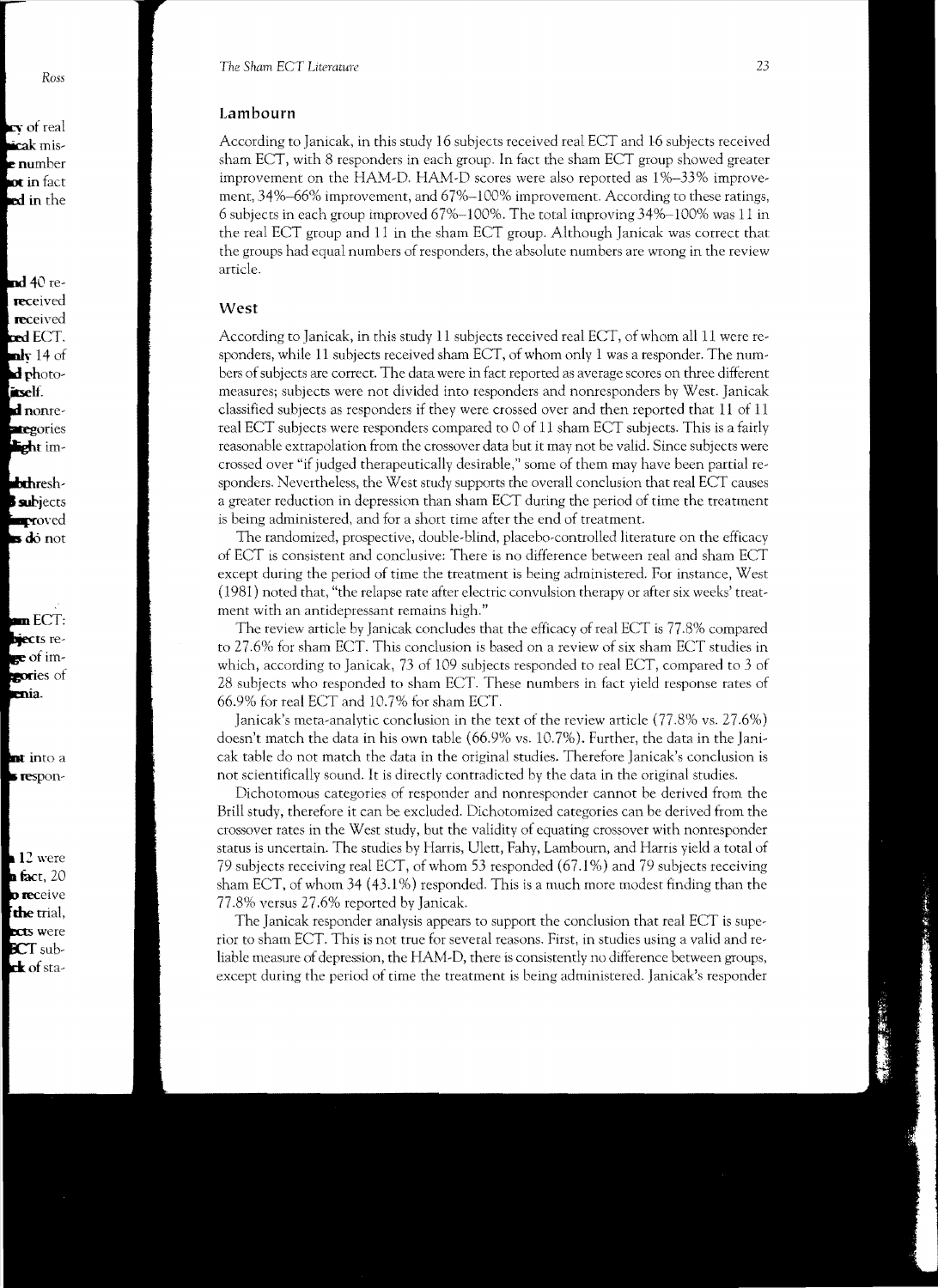## Lambourn

According to Janicak, in this study 16 subjects received real ECT and 16 subjects received sham ECT, with 8 responders in each group. In fact the sham ECT group showed greater improvement on the HAM-D. HAM-D scores were also reported as 1%–33% improvement, 34%–66% improvement, and 67%–100% improvement. According to these ratings, 6 subjects in each group improved 67%–100%. The total improving 34%–100% was 11 in the real ECT group and 11 in the sham ECT group. Although Janicak was correct that the groups had equal numbers of responders, the absolute numbers are wrong in the review article.

## West

According to Janicak, in this study 11 subjects received real ECT, of whom all 11 were responders, while 11 subjects received sham ECT, of whom only 1 was a responder. The numbers of subjects are correct. The data were in fact reported as average scores on three different measures; subjects were not divided into responders and nonresponders by West. Janicak classified subjects as responders if they were crossed over and then reported that 11 of 11 real ECT subjects were responders compared to 0 of 11 sham ECT subjects. This is a fairly reasonable extrapolation from the crossover data but it may not be valid. Since subjects were crossed over "if judged therapeutically desirable," some of them may have been partial responders. Nevertheless, the West study supports the overall conclusion that real ECT causes a greater reduction in depression than sham ECT during the period of time the treatment is being administered, and for a short time after the end of treatment.

The randomized, prospective, double-blind, placebo-controlled literature on the efficacy of ECT is consistent and conclusive: There is no difference between real and sham ECT except during the period of time the treatment is being administered. For instance, West (1981) noted that, "the relapse rate after electric convulsion therapy or after six weeks' treatment with an antidepressant remains high."

The review article by Janicak concludes that the efficacy of real ECT is 77.8% compared to 27.6% for sham ECT. This conclusion is based on a review of six sham ECT studies in which, according to Janicak, 73 of 109 subjects responded to real ECT, compared to 3 of 28 subjects who responded to sham ECT. These numbers in fact yield response rates of 66.9% for real ECT and 10.7% for sham ECT.

Janicak's meta-analytic conclusion in the text of the review article (77.8% vs. 27.6%) doesn't match the data in his own table (66.9% vs. 10.7%). Further, the data in the Janicak table do not match the data in the original studies. Therefore Janicak's conclusion is not scientifically sound. It is directly contradicted by the data in the original studies.

Dichotomous categories of responder and nonresponder cannot be derived from the Brill study, therefore it can be excluded. Dichotomized categories can be derived from the crossover rates in the West study, but the validity of equating crossover with nonresponder status is uncertain. The studies by Harris, Ulett, Fahy, Lambourn, and Harris yield a total of 79 subjects receiving real ECT, of whom 53 responded (67.1%) and 79 subjects receiving sham ECT, of whom 34 (43.1%) responded. This is a much more modest finding than the 77.8% versus 27.6% reported by Janicak.

The Janicak responder analysis appears to support the conclusion that real ECT is superior to sham ECT. This is not true for several reasons. First, in studies using a valid and reliable measure of depression, the HAM-D, there is consistently no difference between groups, except during the period of time the treatment is being administered. Janicak's responder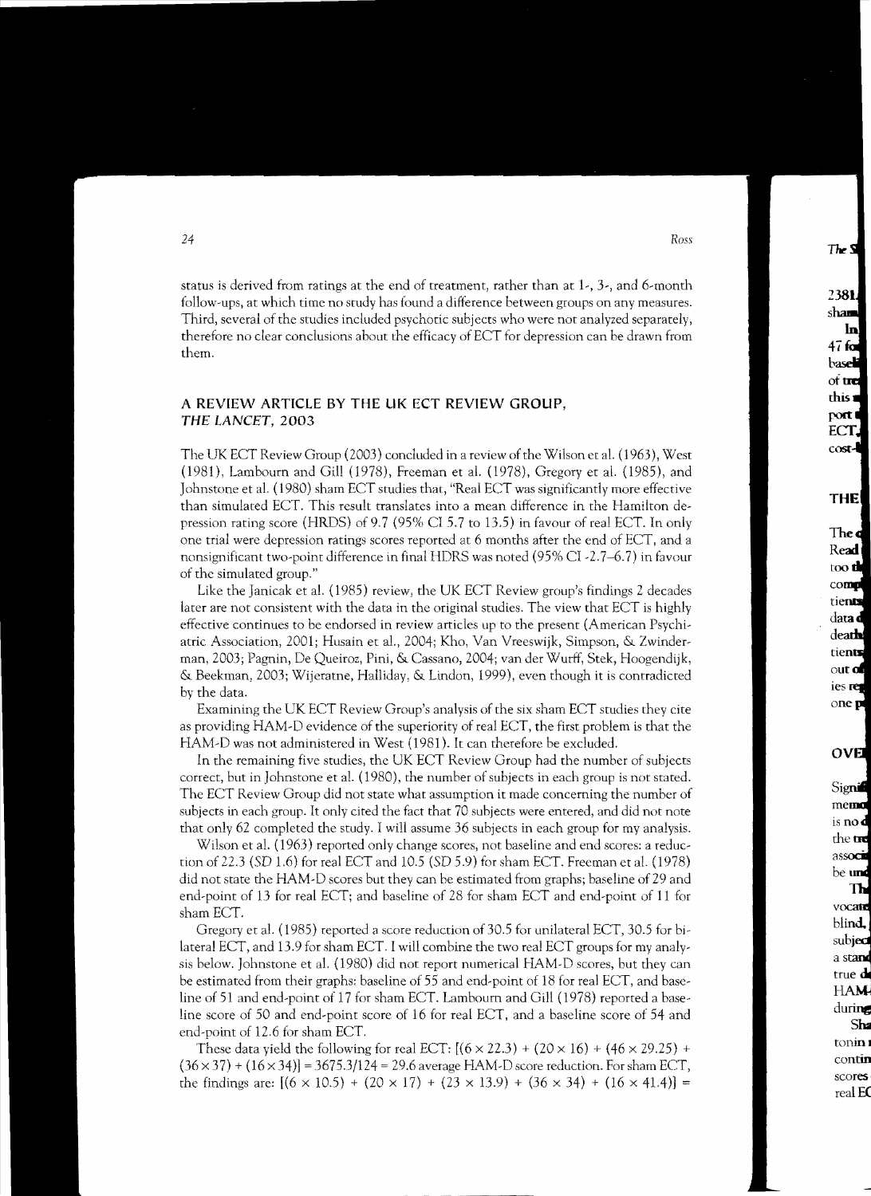status is derived from ratings at the end of treatment, rather than at 1-, 3-, and 6-month follow-ups, at which time no study has found a difference between groups on any measures. Third, several of the studies included psychotic subjects who were not analyzed separately, therefore no clear conclusions about the efficacy of ECT for depression can be drawn from them.

## A REVIEW ARTICLE BY THE UK ECT REVIEW GROUP, *THE LANCET*, 2003

The UK ECT Review Group (2003) concluded in a review of the Wilson et al. (1963), West (1981), Lambourn and Gill (1978), Freeman et al. (1978), Gregory et al. (1985), and Johnstone et al. (1980) sham ECT studies that, "Real ECT was significantly more effective than simulated ECT. This result translates into a mean difference in the Hamilton depression rating score (HRDS) of 9.7 (95% CI 5.7 to 13.5) in favour of real ECT. In only one trial were depression ratings scores reported at 6 months after the end of ECT, and a nonsignificant two-point difference in final HDRS was noted (95% CI -2.7–6.7) in favour of the simulated group."

Like the Janicak et al. (1985) review, the UK ECT Review group's findings 2 decades later are not consistent with the data in the original studies. The view that ECT is highly effective continues to be endorsed in review articles up to the present (American Psychiatric Association, 2001; Husain et al., 2004; Kho, Van Vreeswijk, Simpson, & Zwinderman, 2003; Pagnin, De Queiroz, Pini, & Cassano, 2004; van der Wurff, Stek, Hoogendijk, & Beekman, 2003; Wijeratne, Halliday, & Lindon, 1999), even though it is contradicted by the data.

Examining the UK ECT Review Group's analysis of the six sham ECT studies they cite as providing HAM-D evidence of the superiority of real ECT, the first problem is that the HAM-D was not administered in West (1981). It can therefore be excluded.

In the remaining five studies, the UK ECT Review Group had the number of subjects correct, but in Johnstone et al. (1980), the number of subjects in each group is not stated. The ECT Review Group did not state what assumption it made concerning the number of subjects in each group. It only cited the fact that 70 subjects were entered, and did not note that only 62 completed the study. I will assume 36 subjects in each group for my analysis.

Wilson et al. (1963) reported only change scores, not baseline and end scores: a reduction of 22.3 (*SD* 1.6) for real ECT and 10.5 (*SD* 5.9) for sham ECT. Freeman et al. (1978) did not state the HAM-D scores but they can be estimated from graphs; baseline of 29 and end-point of 13 for real ECT; and baseline of 28 for sham ECT and end-point of 11 for sham ECT.

Gregory et al. (1985) reported a score reduction of 30.5 for unilateral ECT, 30.5 for bilateral ECT, and 13.9 for sham ECT. I will combine the two real ECT groups for my analysis below. Johnstone et al. (1980) did not report numerical HAM-D scores, but they can be estimated from their graphs: baseline of 55 and end-point of 18 for real ECT, and baseline of 51 and end-point of 17 for sham ECT. Lambourn and Gill (1978) reported a baseline score of 50 and end-point score of 16 for real ECT, and a baseline score of 54 and end-point of 12.6 for sham ECT.

These data yield the following for real ECT: $[(6 \times 22.3) + (20 \times 16) + (46 \times 29.25) + (36 \times 37) + (16 \times 34)] = 3675.3/124 = 29.6$ average HAM-D score reduction. For sham ECT, the findings are: $[(6 \times 10.5) + (20 \times 17) + (23 \times 13.9) + (36 \times 34) + (16 \times 41.4)] =$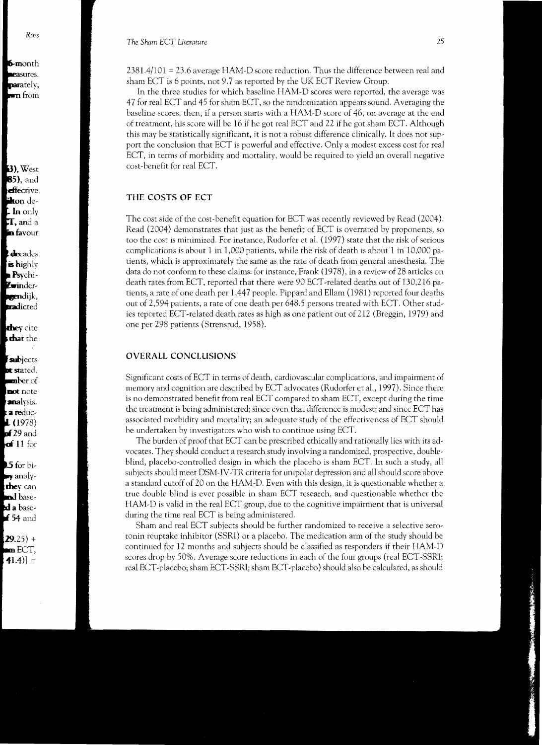2381.4/101 = 23.6 average HAM-D score reduction. Thus the difference between real and sham ECT is 6 points, not 9.7 as reported by the UK ECT Review Group.

In the three studies for which baseline HAM-D scores were reported, the average was 47 for real ECT and 45 for sham ECT, so the randomization appears sound. Averaging the baseline scores, then, if a person starts with a HAM-D score of 46, on average at the end of treatment, his score will be 16 if he got real ECT and 22 if he got sham ECT. Although this may be statistically significant, it is not a robust difference clinically. It does not support the conclusion that ECT is powerful and effective. Only a modest excess cost for real ECT, in terms of morbidity and mortality, would be required to yield an overall negative cost-benefit for real ECT.

## THE COSTS OF ECT

The cost side of the cost-benefit equation for ECT was recently reviewed by Read (2004). Read (2004) demonstrates that just as the benefit of ECT is overrated by proponents, so too the cost is minimized. For instance, Rudorfer et al. (1997) state that the risk of serious complications is about 1 in 1,000 patients, while the risk of death is about 1 in 10,000 patients, which is approximately the same as the rate of death from general anesthesia. The data do not conform to these claims: for instance, Frank (1978), in a review of 28 articles on death rates from ECT, reported that there were 90 ECT-related deaths out of 130,216 patients, a rate of one death per 1,447 people. Pippard and Ellam (1981) reported four deaths out of 2,594 patients, a rate of one death per 648.5 persons treated with ECT. Other studies reported ECT-related death rates as high as one patient out of 212 (Breggin, 1979) and one per 298 patients (Strensrud, 1958).

## OVERALL CONCLUSIONS

Significant costs of ECT in terms of death, cardiovascular complications, and impairment of memory and cognition are described by ECT advocates (Rudorfer et al., 1997). Since there is no demonstrated benefit from real ECT compared to sham ECT, except during the time the treatment is being administered; since even that difference is modest; and since ECT has associated morbidity and mortality; an adequate study of the effectiveness of ECT should be undertaken by investigators who wish to continue using ECT.

The burden of proof that ECT can be prescribed ethically and rationally lies with its advocates. They should conduct a research study involving a randomized, prospective, double-blind, placebo-controlled design in which the placebo is sham ECT. In such a study, all subjects should meet DSM-IV-TR criteria for unipolar depression and all should score above a standard cutoff of 20 on the HAM-D. Even with this design, it is questionable whether a true double blind is ever possible in sham ECT research, and questionable whether the HAM-D is valid in the real ECT group, due to the cognitive impairment that is universal during the time real ECT is being administered.

Sham and real ECT subjects should be further randomized to receive a selective serotonin reuptake inhibitor (SSRI) or a placebo. The medication arm of the study should be continued for 12 months and subjects should be classified as responders if their HAM-D scores drop by 50%. Average score reductions in each of the four groups (real ECT-SSRI; real ECT-placebo; sham ECT-SSRI; sham ECT-placebo) should also be calculated, as should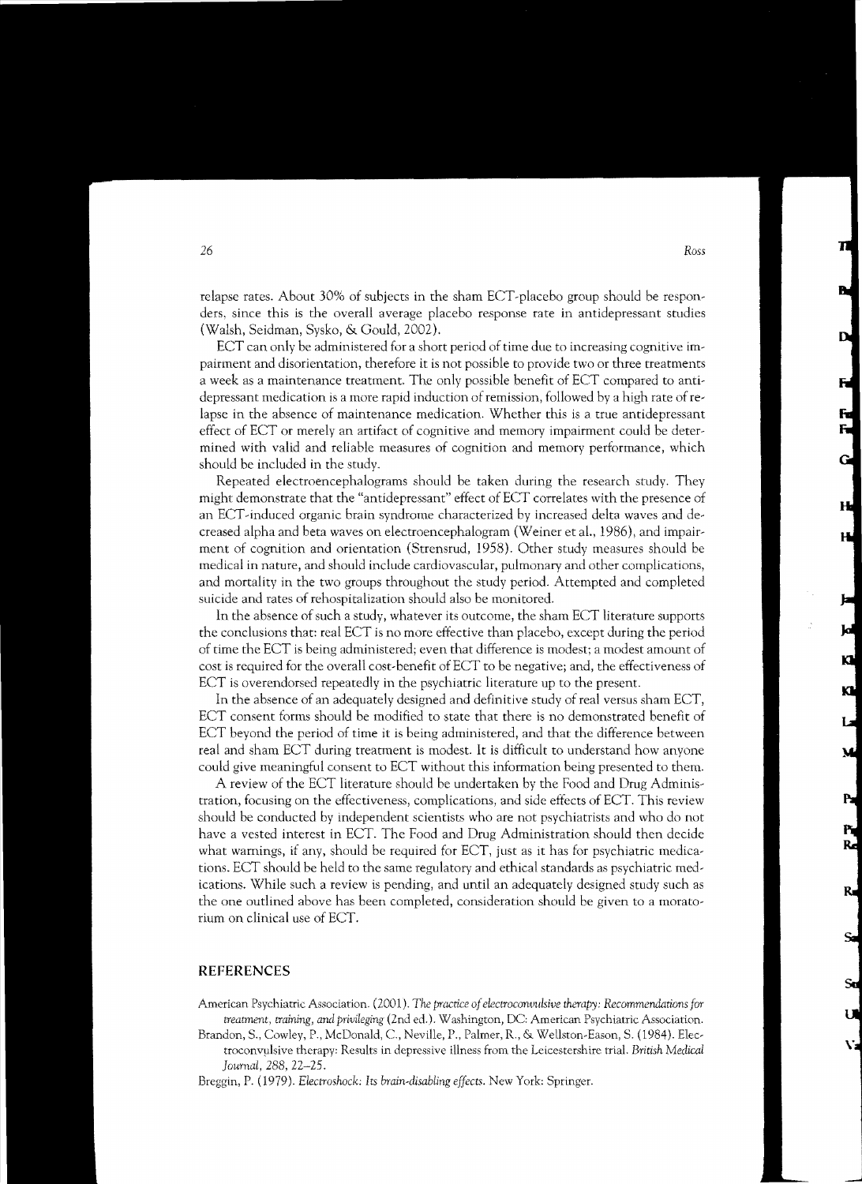relapse rates. About 30% of subjects in the sham ECT-placebo group should be responders, since this is the overall average placebo response rate in antidepressant studies (Walsh, Seidman, Sysko, & Gould, 2002).

ECT can only be administered for a short period of time due to increasing cognitive impairment and disorientation, therefore it is not possible to provide two or three treatments a week as a maintenance treatment. The only possible benefit of ECT compared to antidepressant medication is a more rapid induction of remission, followed by a high rate of relapse in the absence of maintenance medication. Whether this is a true antidepressant effect of ECT or merely an artifact of cognitive and memory impairment could be determined with valid and reliable measures of cognition and memory performance, which should be included in the study.

Repeated electroencephalograms should be taken during the research study. They might demonstrate that the "antidepressant" effect of ECT correlates with the presence of an ECT-induced organic brain syndrome characterized by increased delta waves and decreased alpha and beta waves on electroencephalogram (Weiner et al., 1986), and impairment of cognition and orientation (Strensrud, 1958). Other study measures should be medical in nature, and should include cardiovascular, pulmonary and other complications, and mortality in the two groups throughout the study period. Attempted and completed suicide and rates of rehospitalization should also be monitored.

In the absence of such a study, whatever its outcome, the sham ECT literature supports the conclusions that: real ECT is no more effective than placebo, except during the period of time the ECT is being administered; even that difference is modest; a modest amount of cost is required for the overall cost-benefit of ECT to be negative; and, the effectiveness of ECT is overendorsed repeatedly in the psychiatric literature up to the present.

In the absence of an adequately designed and definitive study of real versus sham ECT, ECT consent forms should be modified to state that there is no demonstrated benefit of ECT beyond the period of time it is being administered, and that the difference between real and sham ECT during treatment is modest. It is difficult to understand how anyone could give meaningful consent to ECT without this information being presented to them.

A review of the ECT literature should be undertaken by the Food and Drug Administration, focusing on the effectiveness, complications, and side effects of ECT. This review should be conducted by independent scientists who are not psychiatrists and who do not have a vested interest in ECT. The Food and Drug Administration should then decide what warnings, if any, should be required for ECT, just as it has for psychiatric medications. ECT should be held to the same regulatory and ethical standards as psychiatric medications. While such a review is pending, and until an adequately designed study such as the one outlined above has been completed, consideration should be given to a moratorium on clinical use of ECT.

## REFERENCES

American Psychiatric Association. (2001). *The practice of electroconvulsive therapy: Recommendations for treatment, training, and privileging* (2nd ed.). Washington, DC: American Psychiatric Association.

Brandon, S., Cowley, P., McDonald, C., Neville, P., Palmer, R., & Wellston-Eason, S. (1984). Electroconvulsive therapy: Results in depressive illness from the Leicestershire trial. *British Medical Journal, 288*, 22–25.

Breggin, P. (1979). *Electroshock: Its brain-disabling effects*. New York: Springer.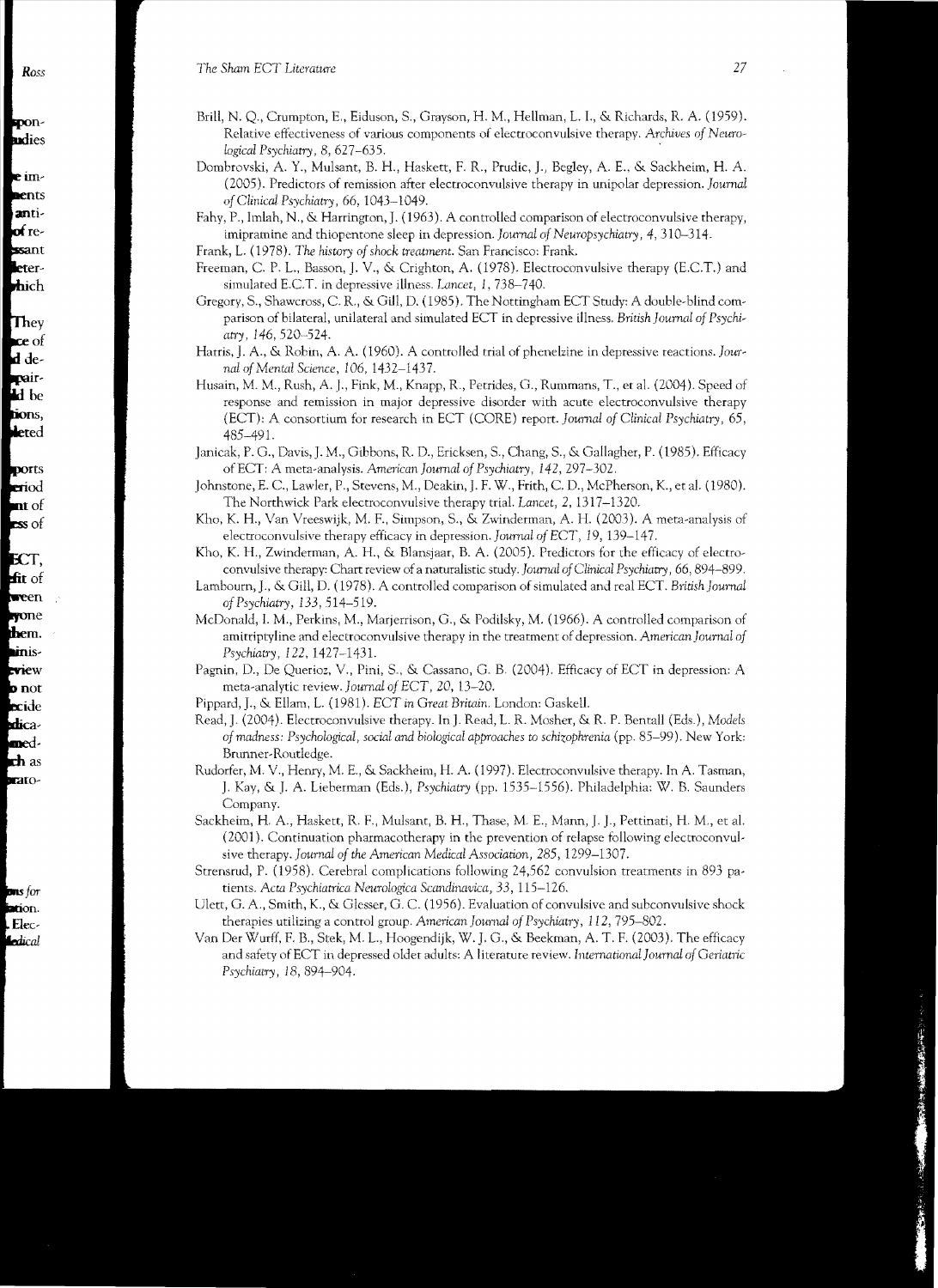Brill, N. Q., Crumpton, E., Eiduson, S., Grayson, H. M., Hellman, L. I., & Richards, R. A. (1959). Relative effectiveness of various components of electroconvulsive therapy. *Archives of Neurological Psychiatry, 8*, 627–635.

Dombrovski, A. Y., Mulsant, B. H., Haskett, F. R., Prudic, J., Begley, A. E., & Sackheim, H. A. (2005). Predictors of remission after electroconvulsive therapy in unipolar depression. *Journal of Clinical Psychiatry, 66*, 1043–1049.

Fahy, P., Imlah, N., & Harrington, J. (1963). A controlled comparison of electroconvulsive therapy, imipramine and thiopentone sleep in depression. *Journal of Neuropsychiatry, 4*, 310–314.

Frank, L. (1978). *The history of shock treatment.* San Francisco: Frank.

Freeman, C. P. L., Basson, J. V., & Crighton, A. (1978). Electroconvulsive therapy (E.C.T.) and simulated E.C.T. in depressive illness. *Lancet, 1*, 738–740.

Gregory, S., Shawcross, C. R., & Gill, D. (1985). The Nottingham ECT Study: A double-blind comparison of bilateral, unilateral and simulated ECT in depressive illness. *British Journal of Psychiatry, 146*, 520–524.

Harris, J. A., & Robin, A. A. (1960). A controlled trial of phenelzine in depressive reactions. *Journal of Mental Science, 106*, 1432–1437.

Husain, M. M., Rush, A. J., Fink, M., Knapp, R., Petrides, G., Rummans, T., et al. (2004). Speed of response and remission in major depressive disorder with acute electroconvulsive therapy (ECT): A consortium for research in ECT (CORE) report. *Journal of Clinical Psychiatry, 65*, 485–491.

Janicak, P. G., Davis, J. M., Gibbons, R. D., Ericksen, S., Chang, S., & Gallagher, P. (1985). Efficacy of ECT: A meta-analysis. *American Journal of Psychiatry, 142*, 297–302.

Johnstone, E. C., Lawler, P., Stevens, M., Deakin, J. F. W., Frith, C. D., McPherson, K., et al. (1980). The Northwick Park electroconvulsive therapy trial. *Lancet, 2*, 1317–1320.

Kho, K. H., Van Vreeswijk, M. F., Simpson, S., & Zwinderman, A. H. (2003). A meta-analysis of electroconvulsive therapy efficacy in depression. *Journal of ECT, 19*, 139–147.

Kho, K. H., Zwinderman, A. H., & Blansjaar, B. A. (2005). Predictors for the efficacy of electroconvulsive therapy: Chart review of a naturalistic study. *Journal of Clinical Psychiatry, 66*, 894–899.

Lambourn, J., & Gill, D. (1978). A controlled comparison of simulated and real ECT. *British Journal of Psychiatry, 133*, 514–519.

McDonald, I. M., Perkins, M., Marjerrison, G., & Podilsky, M. (1966). A controlled comparison of amitriptyline and electroconvulsive therapy in the treatment of depression. *American Journal of Psychiatry, 122*, 1427–1431.

Pagnin, D., De Querioz, V., Pini, S., & Cassano, G. B. (2004). Efficacy of ECT in depression: A meta-analytic review. *Journal of ECT, 20*, 13–20.

Pippard, J., & Ellam, L. (1981). *ECT in Great Britain.* London: Gaskell.

Read, J. (2004). Electroconvulsive therapy. In J. Read, L. R. Mosher, & R. P. Bentall (Eds.), *Models of madness: Psychological, social and biological approaches to schizophrenia* (pp. 85–99). New York: Brunner-Routledge.

Rudorfer, M. V., Henry, M. E., & Sackheim, H. A. (1997). Electroconvulsive therapy. In A. Tasman, J. Kay, & J. A. Lieberman (Eds.), *Psychiatry* (pp. 1535–1556). Philadelphia: W. B. Saunders Company.

Sackheim, H. A., Haskett, R. F., Mulsant, B. H., Thase, M. E., Mann, J. J., Pettinati, H. M., et al. (2001). Continuation pharmacotherapy in the prevention of relapse following electroconvulsive therapy. *Journal of the American Medical Association, 285*, 1299–1307.

Strensrud, P. (1958). Cerebral complications following 24,562 convulsion treatments in 893 patients. *Acta Psychiatrica Neurologica Scandinavica, 33*, 115–126.

Ulett, G. A., Smith, K., & Glesser, G. C. (1956). Evaluation of convulsive and subconvulsive shock therapies utilizing a control group. *American Journal of Psychiatry, 112*, 795–802.

Van Der Wurff, F. B., Stek, M. L., Hoogendijk, W. J. G., & Beekman, A. T. F. (2003). The efficacy and safety of ECT in depressed older adults: A literature review. *International Journal of Geriatric Psychiatry, 18*, 894–904.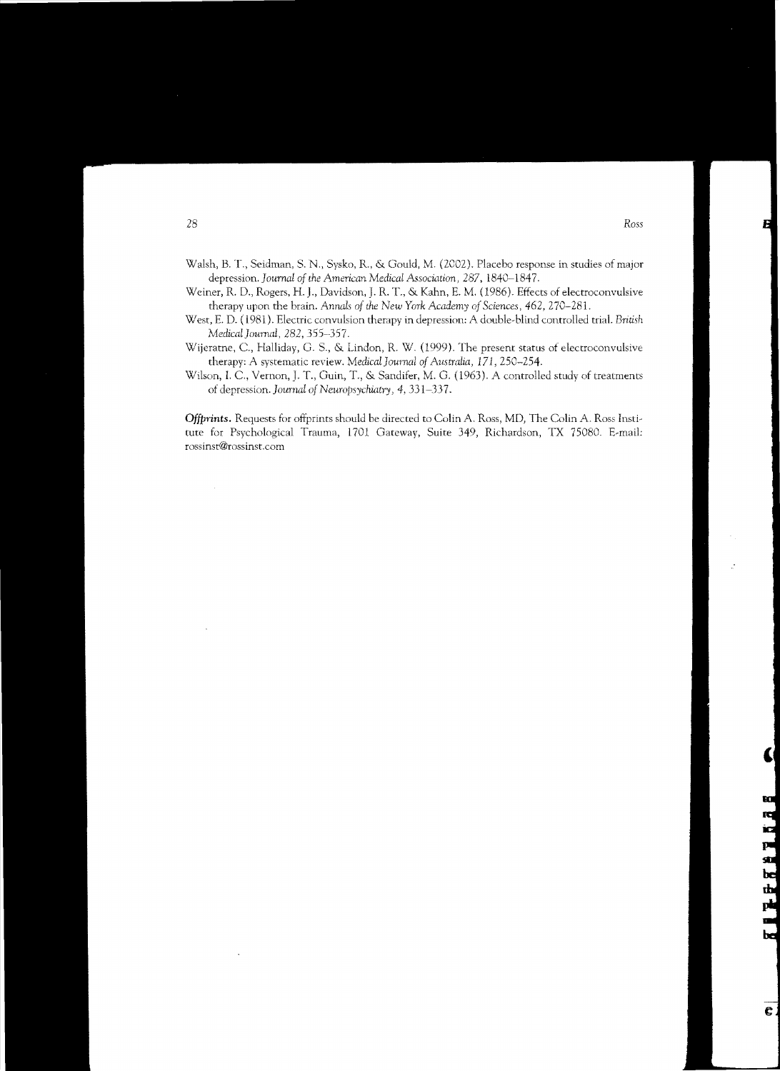Walsh, B. T., Seidman, S. N., Sysko, R., & Gould, M. (2002). Placebo response in studies of major depression. *Journal of the American Medical Association*, *287*, 1840–1847.

Weiner, R. D., Rogers, H. J., Davidson, J. R. T., & Kahn, E. M. (1986). Effects of electroconvulsive therapy upon the brain. *Annals of the New York Academy of Sciences*, *462*, 270–281.

West, E. D. (1981). Electric convulsion therapy in depression: A double-blind controlled trial. *British Medical Journal*, *282*, 355–357.

Wijeratne, C., Halliday, G. S., & Lindon, R. W. (1999). The present status of electroconvulsive therapy: A systematic review. *Medical Journal of Australia*, *171*, 250–254.

Wilson, I. C., Vernon, J. T., Guin, T., & Sandifer, M. G. (1963). A controlled study of treatments of depression. *Journal of Neuropsychiatry*, *4*, 331–337.

***Offprints.*** Requests for offprints should be directed to Colin A. Ross, MD, The Colin A. Ross Institute for Psychological Trauma, 1701 Gateway, Suite 349, Richardson, TX 75080. E-mail: rossinst@rossinst.com